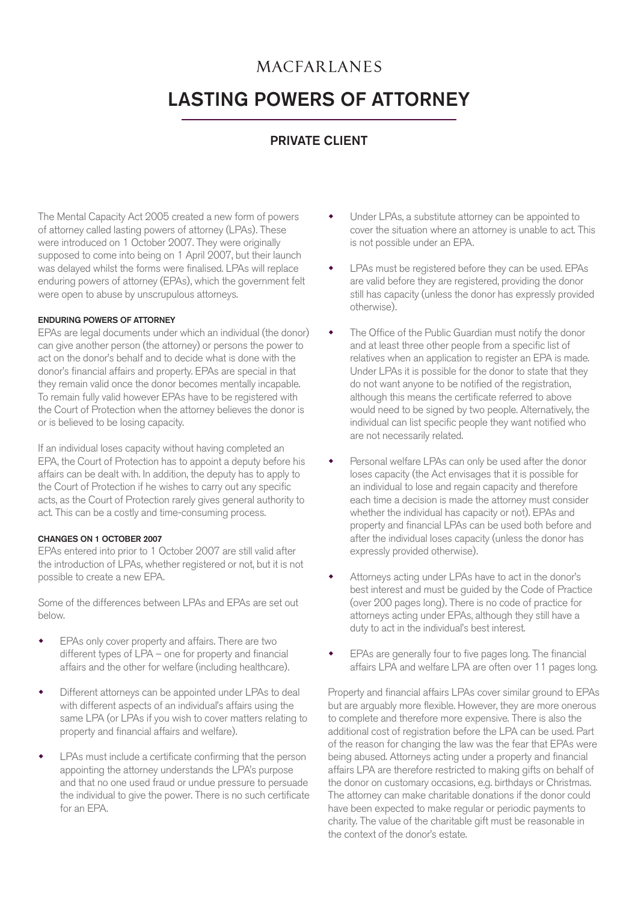MACFARLANES

# LASTING POWERS OF ATTORNEY

## PRIVATE CLIENT

The Mental Capacity Act 2005 created a new form of powers of attorney called lasting powers of attorney (LPAs). These were introduced on 1 October 2007. They were originally supposed to come into being on 1 April 2007, but their launch was delayed whilst the forms were finalised. LPAs will replace enduring powers of attorney (EPAs), which the government felt were open to abuse by unscrupulous attorneys.

### ENDURING POWERS OF ATTORNEY

EPAs are legal documents under which an individual (the donor) can give another person (the attorney) or persons the power to act on the donor's behalf and to decide what is done with the donor's financial affairs and property. EPAs are special in that they remain valid once the donor becomes mentally incapable. To remain fully valid however EPAs have to be registered with the Court of Protection when the attorney believes the donor is or is believed to be losing capacity.

If an individual loses capacity without having completed an EPA, the Court of Protection has to appoint a deputy before his affairs can be dealt with. In addition, the deputy has to apply to the Court of Protection if he wishes to carry out any specific acts, as the Court of Protection rarely gives general authority to act. This can be a costly and time-consuming process.

### CHANGES ON 1 OCTOBER 2007

EPAs entered into prior to 1 October 2007 are still valid after the introduction of LPAs, whether registered or not, but it is not possible to create a new EPA.

Some of the differences between LPAs and EPAs are set out below.

- EPAs only cover property and affairs. There are two different types of LPA – one for property and financial affairs and the other for welfare (including healthcare).
- Different attorneys can be appointed under LPAs to deal with different aspects of an individual's affairs using the same LPA (or LPAs if you wish to cover matters relating to property and financial affairs and welfare).
- LPAs must include a certificate confirming that the person appointing the attorney understands the LPA's purpose and that no one used fraud or undue pressure to persuade the individual to give the power. There is no such certificate for an EPA.
- Under LPAs, a substitute attorney can be appointed to cover the situation where an attorney is unable to act. This is not possible under an EPA.
- LPAs must be registered before they can be used. EPAs are valid before they are registered, providing the donor still has capacity (unless the donor has expressly provided otherwise).
- The Office of the Public Guardian must notify the donor and at least three other people from a specific list of relatives when an application to register an EPA is made. Under LPAs it is possible for the donor to state that they do not want anyone to be notified of the registration, although this means the certificate referred to above would need to be signed by two people. Alternatively, the individual can list specific people they want notified who are not necessarily related.
- Personal welfare LPAs can only be used after the donor loses capacity (the Act envisages that it is possible for an individual to lose and regain capacity and therefore each time a decision is made the attorney must consider whether the individual has capacity or not). EPAs and property and financial LPAs can be used both before and after the individual loses capacity (unless the donor has expressly provided otherwise).
- Attorneys acting under LPAs have to act in the donor's best interest and must be guided by the Code of Practice (over 200 pages long). There is no code of practice for attorneys acting under EPAs, although they still have a duty to act in the individual's best interest.
- EPAs are generally four to five pages long. The financial affairs LPA and welfare LPA are often over 11 pages long.

Property and financial affairs LPAs cover similar ground to EPAs but are arguably more flexible. However, they are more onerous to complete and therefore more expensive. There is also the additional cost of registration before the LPA can be used. Part of the reason for changing the law was the fear that EPAs were being abused. Attorneys acting under a property and financial affairs LPA are therefore restricted to making gifts on behalf of the donor on customary occasions, e.g. birthdays or Christmas. The attorney can make charitable donations if the donor could have been expected to make regular or periodic payments to charity. The value of the charitable gift must be reasonable in the context of the donor's estate.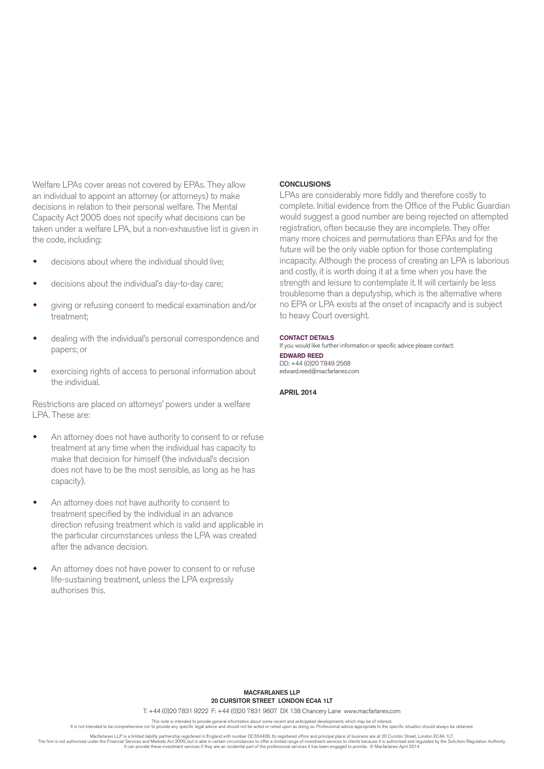Welfare LPAs cover areas not covered by EPAs. They allow an individual to appoint an attorney (or attorneys) to make decisions in relation to their personal welfare. The Mental Capacity Act 2005 does not specify what decisions can be taken under a welfare LPA, but a non-exhaustive list is given in the code, including:

- decisions about where the individual should live;
- decisions about the individual's day-to-day care;
- giving or refusing consent to medical examination and/or treatment;
- dealing with the individual's personal correspondence and papers; or
- exercising rights of access to personal information about the individual.

Restrictions are placed on attorneys' powers under a welfare LPA. These are:

- An attorney does not have authority to consent to or refuse treatment at any time when the individual has capacity to make that decision for himself (the individual's decision does not have to be the most sensible, as long as he has capacity).
- An attorney does not have authority to consent to treatment specified by the individual in an advance direction refusing treatment which is valid and applicable in the particular circumstances unless the LPA was created after the advance decision.
- An attorney does not have power to consent to or refuse life-sustaining treatment, unless the LPA expressly authorises this.

## CONCLUSIONS

LPAs are considerably more fiddly and therefore costly to complete. Initial evidence from the Office of the Public Guardian would suggest a good number are being rejected on attempted registration, often because they are incomplete. They offer many more choices and permutations than EPAs and for the future will be the only viable option for those contemplating incapacity. Although the process of creating an LPA is laborious and costly, it is worth doing it at a time when you have the strength and leisure to contemplate it. It will certainly be less troublesome than a deputyship, which is the alternative where no EPA or LPA exists at the onset of incapacity and is subject to heavy Court oversight.

**CONTACT DETAILS**

If you would like further information or specific advice please contact:

**EDWARD REED**
DD: +44 (0)20 7849 2568
edward.reed@macfarlanes.com

**APRIL 2014**

**MACFARLANES LLP**
**20 CURSITOR STREET LONDON EC4A 1LT**

T: +44 (0)20 7831 9222 F: +44 (0)20 7831 9607 DX 138 Chancery Lane www.macfarlanes.com

This note is intended to provide general information about some recent and anticipated developments which may be of interest.
It is not intended to be comprehensive nor to provide any specific legal advice and should not be acted or relied upon as doing so. Professional advice appropriate to the specific situation should always be obtained.

Macfarlanes LLP is a limited liability partnership registered in England with number OC334406. Its registered office and principal place of business are at 20 Cursitor Street, London EC4A 1LT.
The firm is not authorised under the Financial Services and Markets Act 2000, but is able in certain circumstances to offer a limited range of investment services to clients because it is authorised and regulated by the Solicitors Regulation Authority.
It can provide these investment services if they are an incidental part of the professional services it has been engaged to provide. © Macfarlanes April 2014